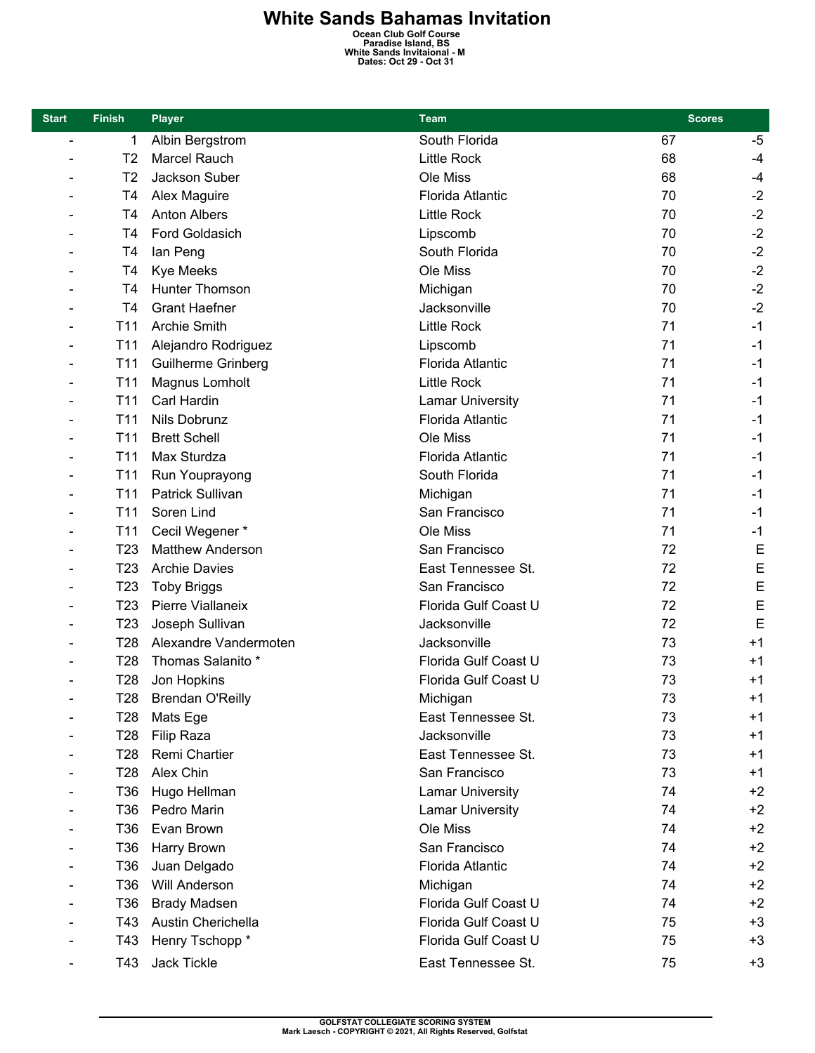# White Sands Bahamas Invitation

**Ocean Club Golf Course**
**Paradise Island, BS**
**White Sands Invitaional - M**
**Dates: Oct 29 - Oct 31**

| Start | Finish | Player | Team | Scores | |
|---|---|---|---|---|---|
| - | 1 | Albin Bergstrom | South Florida | 67 | -5 |
| - | T2 | Marcel Rauch | Little Rock | 68 | -4 |
| - | T2 | Jackson Suber | Ole Miss | 68 | -4 |
| - | T4 | Alex Maguire | Florida Atlantic | 70 | -2 |
| - | T4 | Anton Albers | Little Rock | 70 | -2 |
| - | T4 | Ford Goldasich | Lipscomb | 70 | -2 |
| - | T4 | Ian Peng | South Florida | 70 | -2 |
| - | T4 | Kye Meeks | Ole Miss | 70 | -2 |
| - | T4 | Hunter Thomson | Michigan | 70 | -2 |
| - | T4 | Grant Haefner | Jacksonville | 70 | -2 |
| - | T11 | Archie Smith | Little Rock | 71 | -1 |
| - | T11 | Alejandro Rodriguez | Lipscomb | 71 | -1 |
| - | T11 | Guilherme Grinberg | Florida Atlantic | 71 | -1 |
| - | T11 | Magnus Lomholt | Little Rock | 71 | -1 |
| - | T11 | Carl Hardin | Lamar University | 71 | -1 |
| - | T11 | Nils Dobrunz | Florida Atlantic | 71 | -1 |
| - | T11 | Brett Schell | Ole Miss | 71 | -1 |
| - | T11 | Max Sturdza | Florida Atlantic | 71 | -1 |
| - | T11 | Run Youprayong | South Florida | 71 | -1 |
| - | T11 | Patrick Sullivan | Michigan | 71 | -1 |
| - | T11 | Soren Lind | San Francisco | 71 | -1 |
| - | T11 | Cecil Wegener * | Ole Miss | 71 | -1 |
| - | T23 | Matthew Anderson | San Francisco | 72 | E |
| - | T23 | Archie Davies | East Tennessee St. | 72 | E |
| - | T23 | Toby Briggs | San Francisco | 72 | E |
| - | T23 | Pierre Viallaneix | Florida Gulf Coast U | 72 | E |
| - | T23 | Joseph Sullivan | Jacksonville | 72 | E |
| - | T28 | Alexandre Vandermoten | Jacksonville | 73 | +1 |
| - | T28 | Thomas Salanito * | Florida Gulf Coast U | 73 | +1 |
| - | T28 | Jon Hopkins | Florida Gulf Coast U | 73 | +1 |
| - | T28 | Brendan O'Reilly | Michigan | 73 | +1 |
| - | T28 | Mats Ege | East Tennessee St. | 73 | +1 |
| - | T28 | Filip Raza | Jacksonville | 73 | +1 |
| - | T28 | Remi Chartier | East Tennessee St. | 73 | +1 |
| - | T28 | Alex Chin | San Francisco | 73 | +1 |
| - | T36 | Hugo Hellman | Lamar University | 74 | +2 |
| - | T36 | Pedro Marin | Lamar University | 74 | +2 |
| - | T36 | Evan Brown | Ole Miss | 74 | +2 |
| - | T36 | Harry Brown | San Francisco | 74 | +2 |
| - | T36 | Juan Delgado | Florida Atlantic | 74 | +2 |
| - | T36 | Will Anderson | Michigan | 74 | +2 |
| - | T36 | Brady Madsen | Florida Gulf Coast U | 74 | +2 |
| - | T43 | Austin Cherichella | Florida Gulf Coast U | 75 | +3 |
| - | T43 | Henry Tschopp * | Florida Gulf Coast U | 75 | +3 |
| - | T43 | Jack Tickle | East Tennessee St. | 75 | +3 |

GOLFSTAT COLLEGIATE SCORING SYSTEM
Mark Laesch - COPYRIGHT © 2021, All Rights Reserved, Golfstat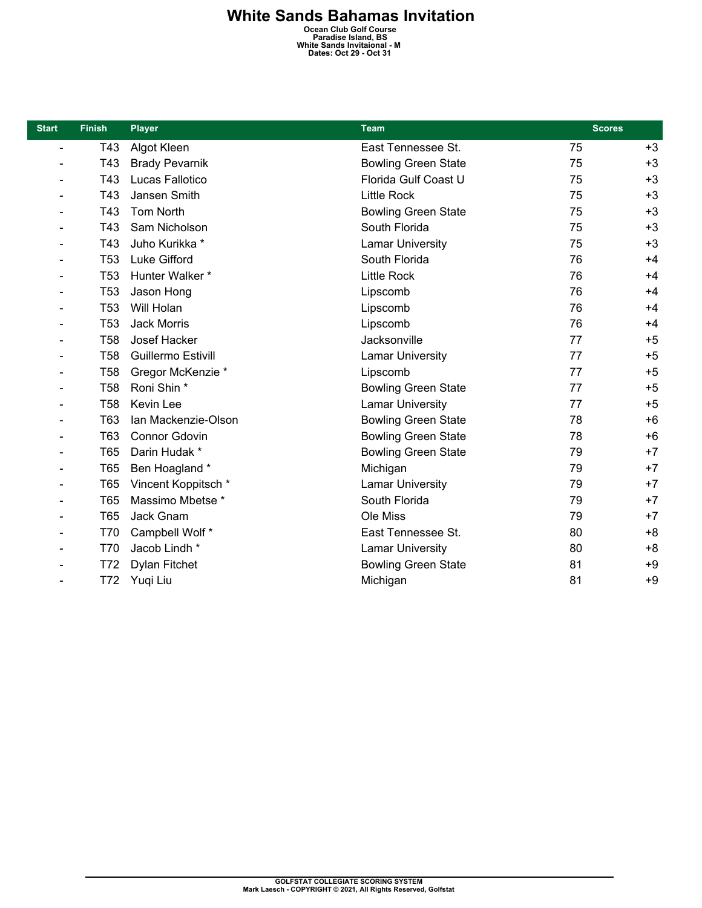# White Sands Bahamas Invitation

**Ocean Club Golf Course**
**Paradise Island, BS**
**White Sands Invitaional - M**
**Dates: Oct 29 - Oct 31**

| Start | Finish | Player | Team | Scores | |
|---|---|---|---|---|---|
| - | T43 | Algot Kleen | East Tennessee St. | 75 | +3 |
| - | T43 | Brady Pevarnik | Bowling Green State | 75 | +3 |
| - | T43 | Lucas Fallotico | Florida Gulf Coast U | 75 | +3 |
| - | T43 | Jansen Smith | Little Rock | 75 | +3 |
| - | T43 | Tom North | Bowling Green State | 75 | +3 |
| - | T43 | Sam Nicholson | South Florida | 75 | +3 |
| - | T43 | Juho Kurikka * | Lamar University | 75 | +3 |
| - | T53 | Luke Gifford | South Florida | 76 | +4 |
| - | T53 | Hunter Walker * | Little Rock | 76 | +4 |
| - | T53 | Jason Hong | Lipscomb | 76 | +4 |
| - | T53 | Will Holan | Lipscomb | 76 | +4 |
| - | T53 | Jack Morris | Lipscomb | 76 | +4 |
| - | T58 | Josef Hacker | Jacksonville | 77 | +5 |
| - | T58 | Guillermo Estivill | Lamar University | 77 | +5 |
| - | T58 | Gregor McKenzie * | Lipscomb | 77 | +5 |
| - | T58 | Roni Shin * | Bowling Green State | 77 | +5 |
| - | T58 | Kevin Lee | Lamar University | 77 | +5 |
| - | T63 | Ian Mackenzie-Olson | Bowling Green State | 78 | +6 |
| - | T63 | Connor Gdovin | Bowling Green State | 78 | +6 |
| - | T65 | Darin Hudak * | Bowling Green State | 79 | +7 |
| - | T65 | Ben Hoagland * | Michigan | 79 | +7 |
| - | T65 | Vincent Koppitsch * | Lamar University | 79 | +7 |
| - | T65 | Massimo Mbetse * | South Florida | 79 | +7 |
| - | T65 | Jack Gnam | Ole Miss | 79 | +7 |
| - | T70 | Campbell Wolf * | East Tennessee St. | 80 | +8 |
| - | T70 | Jacob Lindh * | Lamar University | 80 | +8 |
| - | T72 | Dylan Fitchet | Bowling Green State | 81 | +9 |
| - | T72 | Yuqi Liu | Michigan | 81 | +9 |

GOLFSTAT COLLEGIATE SCORING SYSTEM
Mark Laesch - COPYRIGHT © 2021, All Rights Reserved, Golfstat